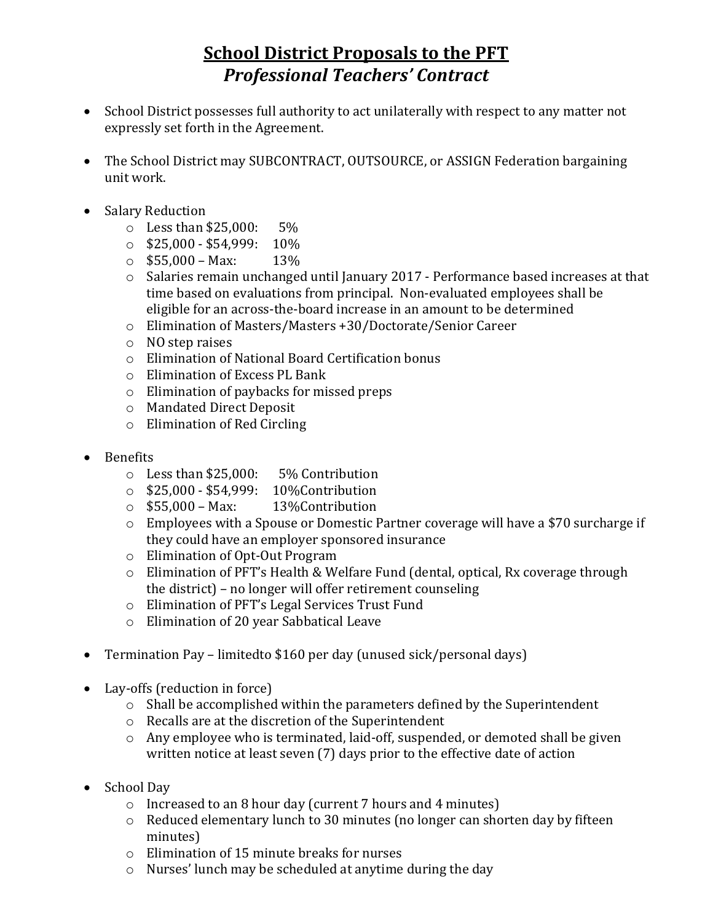# School District Proposals to the PFT

## *Professional Teachers' Contract*

- School District possesses full authority to act unilaterally with respect to any matter not expressly set forth in the Agreement.

- The School District may SUBCONTRACT, OUTSOURCE, or ASSIGN Federation bargaining unit work.

- Salary Reduction
  - Less than $25,000: 5%
  - $25,000 - $54,999: 10%
  - $55,000 – Max: 13%
  - Salaries remain unchanged until January 2017 - Performance based increases at that time based on evaluations from principal. Non-evaluated employees shall be eligible for an across-the-board increase in an amount to be determined
  - Elimination of Masters/Masters +30/Doctorate/Senior Career
  - NO step raises
  - Elimination of National Board Certification bonus
  - Elimination of Excess PL Bank
  - Elimination of paybacks for missed preps
  - Mandated Direct Deposit
  - Elimination of Red Circling

- Benefits
  - Less than $25,000: 5% Contribution
  - $25,000 - $54,999: 10%Contribution
  - $55,000 – Max: 13%Contribution
  - Employees with a Spouse or Domestic Partner coverage will have a $70 surcharge if they could have an employer sponsored insurance
  - Elimination of Opt-Out Program
  - Elimination of PFT's Health & Welfare Fund (dental, optical, Rx coverage through the district) – no longer will offer retirement counseling
  - Elimination of PFT's Legal Services Trust Fund
  - Elimination of 20 year Sabbatical Leave

- Termination Pay – limitedto $160 per day (unused sick/personal days)

- Lay-offs (reduction in force)
  - Shall be accomplished within the parameters defined by the Superintendent
  - Recalls are at the discretion of the Superintendent
  - Any employee who is terminated, laid-off, suspended, or demoted shall be given written notice at least seven (7) days prior to the effective date of action

- School Day
  - Increased to an 8 hour day (current 7 hours and 4 minutes)
  - Reduced elementary lunch to 30 minutes (no longer can shorten day by fifteen minutes)
  - Elimination of 15 minute breaks for nurses
  - Nurses' lunch may be scheduled at anytime during the day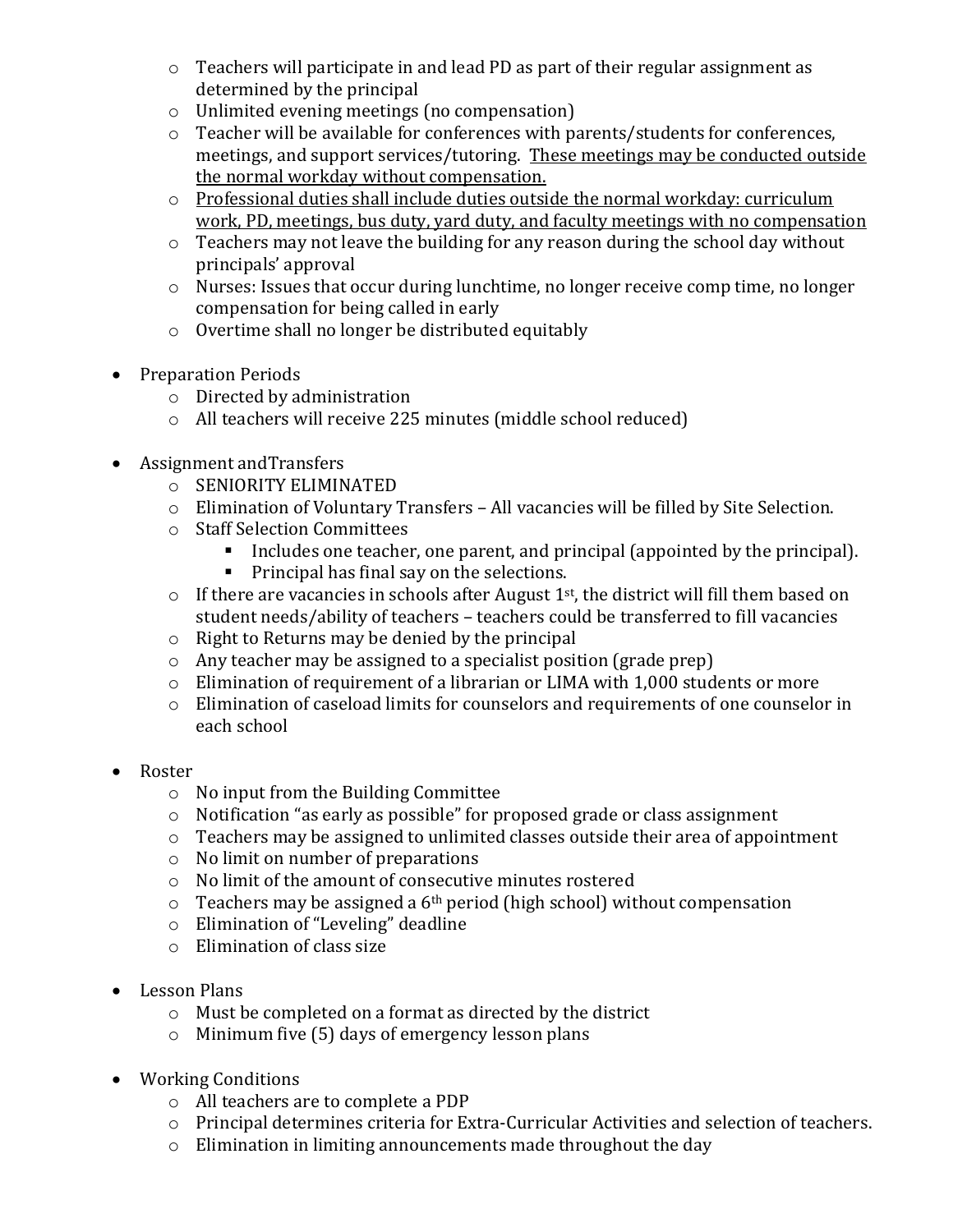- Teachers will participate in and lead PD as part of their regular assignment as determined by the principal
  - Unlimited evening meetings (no compensation)
  - Teacher will be available for conferences with parents/students for conferences, meetings, and support services/tutoring. <u>These meetings may be conducted outside the normal workday without compensation.</u>
  - <u>Professional duties shall include duties outside the normal workday: curriculum work, PD, meetings, bus duty, yard duty, and faculty meetings with no compensation</u>
  - Teachers may not leave the building for any reason during the school day without principals' approval
  - Nurses: Issues that occur during lunchtime, no longer receive comp time, no longer compensation for being called in early
  - Overtime shall no longer be distributed equitably

- Preparation Periods
  - Directed by administration
  - All teachers will receive 225 minutes (middle school reduced)

- Assignment andTransfers
  - SENIORITY ELIMINATED
  - Elimination of Voluntary Transfers – All vacancies will be filled by Site Selection.
  - Staff Selection Committees
    - Includes one teacher, one parent, and principal (appointed by the principal).
    - Principal has final say on the selections.
  - If there are vacancies in schools after August 1st, the district will fill them based on student needs/ability of teachers – teachers could be transferred to fill vacancies
  - Right to Returns may be denied by the principal
  - Any teacher may be assigned to a specialist position (grade prep)
  - Elimination of requirement of a librarian or LIMA with 1,000 students or more
  - Elimination of caseload limits for counselors and requirements of one counselor in each school

- Roster
  - No input from the Building Committee
  - Notification "as early as possible" for proposed grade or class assignment
  - Teachers may be assigned to unlimited classes outside their area of appointment
  - No limit on number of preparations
  - No limit of the amount of consecutive minutes rostered
  - Teachers may be assigned a 6th period (high school) without compensation
  - Elimination of "Leveling" deadline
  - Elimination of class size

- Lesson Plans
  - Must be completed on a format as directed by the district
  - Minimum five (5) days of emergency lesson plans

- Working Conditions
  - All teachers are to complete a PDP
  - Principal determines criteria for Extra-Curricular Activities and selection of teachers.
  - Elimination in limiting announcements made throughout the day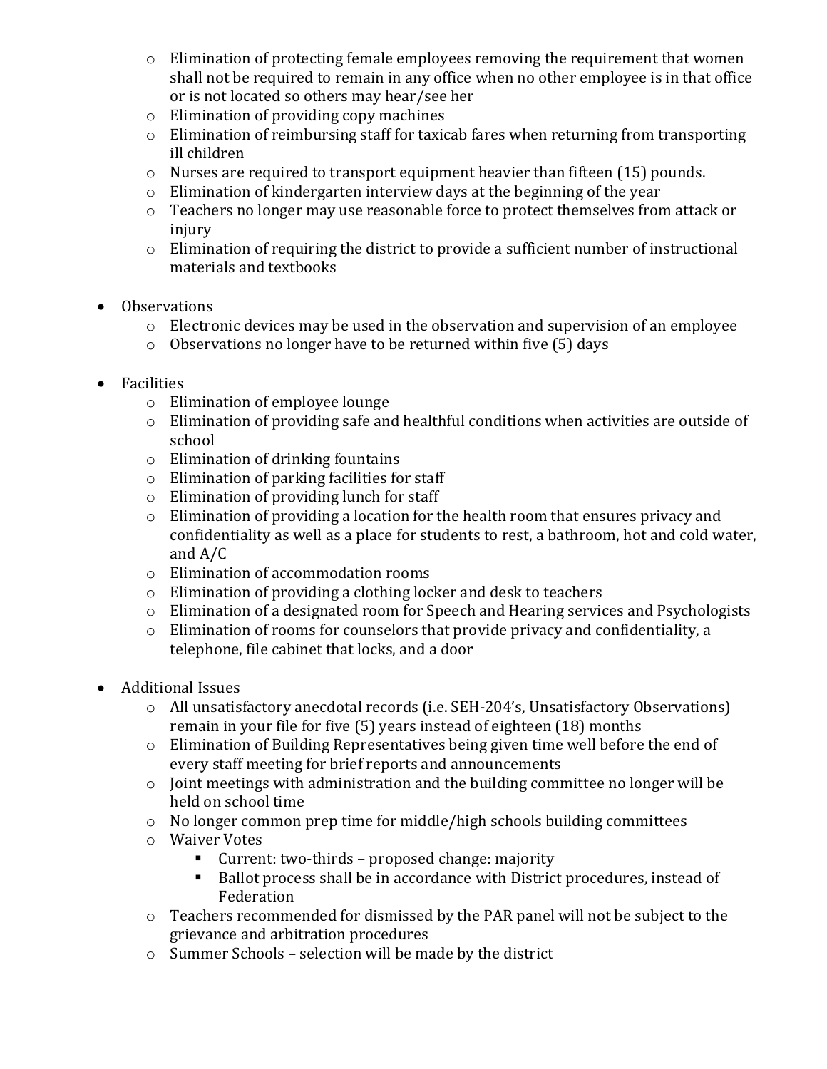- Elimination of protecting female employees removing the requirement that women shall not be required to remain in any office when no other employee is in that office or is not located so others may hear/see her
- Elimination of providing copy machines
- Elimination of reimbursing staff for taxicab fares when returning from transporting ill children
- Nurses are required to transport equipment heavier than fifteen (15) pounds.
- Elimination of kindergarten interview days at the beginning of the year
- Teachers no longer may use reasonable force to protect themselves from attack or injury
- Elimination of requiring the district to provide a sufficient number of instructional materials and textbooks

- Observations
  - Electronic devices may be used in the observation and supervision of an employee
  - Observations no longer have to be returned within five (5) days

- Facilities
  - Elimination of employee lounge
  - Elimination of providing safe and healthful conditions when activities are outside of school
  - Elimination of drinking fountains
  - Elimination of parking facilities for staff
  - Elimination of providing lunch for staff
  - Elimination of providing a location for the health room that ensures privacy and confidentiality as well as a place for students to rest, a bathroom, hot and cold water, and A/C
  - Elimination of accommodation rooms
  - Elimination of providing a clothing locker and desk to teachers
  - Elimination of a designated room for Speech and Hearing services and Psychologists
  - Elimination of rooms for counselors that provide privacy and confidentiality, a telephone, file cabinet that locks, and a door

- Additional Issues
  - All unsatisfactory anecdotal records (i.e. SEH-204's, Unsatisfactory Observations) remain in your file for five (5) years instead of eighteen (18) months
  - Elimination of Building Representatives being given time well before the end of every staff meeting for brief reports and announcements
  - Joint meetings with administration and the building committee no longer will be held on school time
  - No longer common prep time for middle/high schools building committees
  - Waiver Votes
    - Current: two-thirds – proposed change: majority
    - Ballot process shall be in accordance with District procedures, instead of Federation
  - Teachers recommended for dismissed by the PAR panel will not be subject to the grievance and arbitration procedures
  - Summer Schools – selection will be made by the district